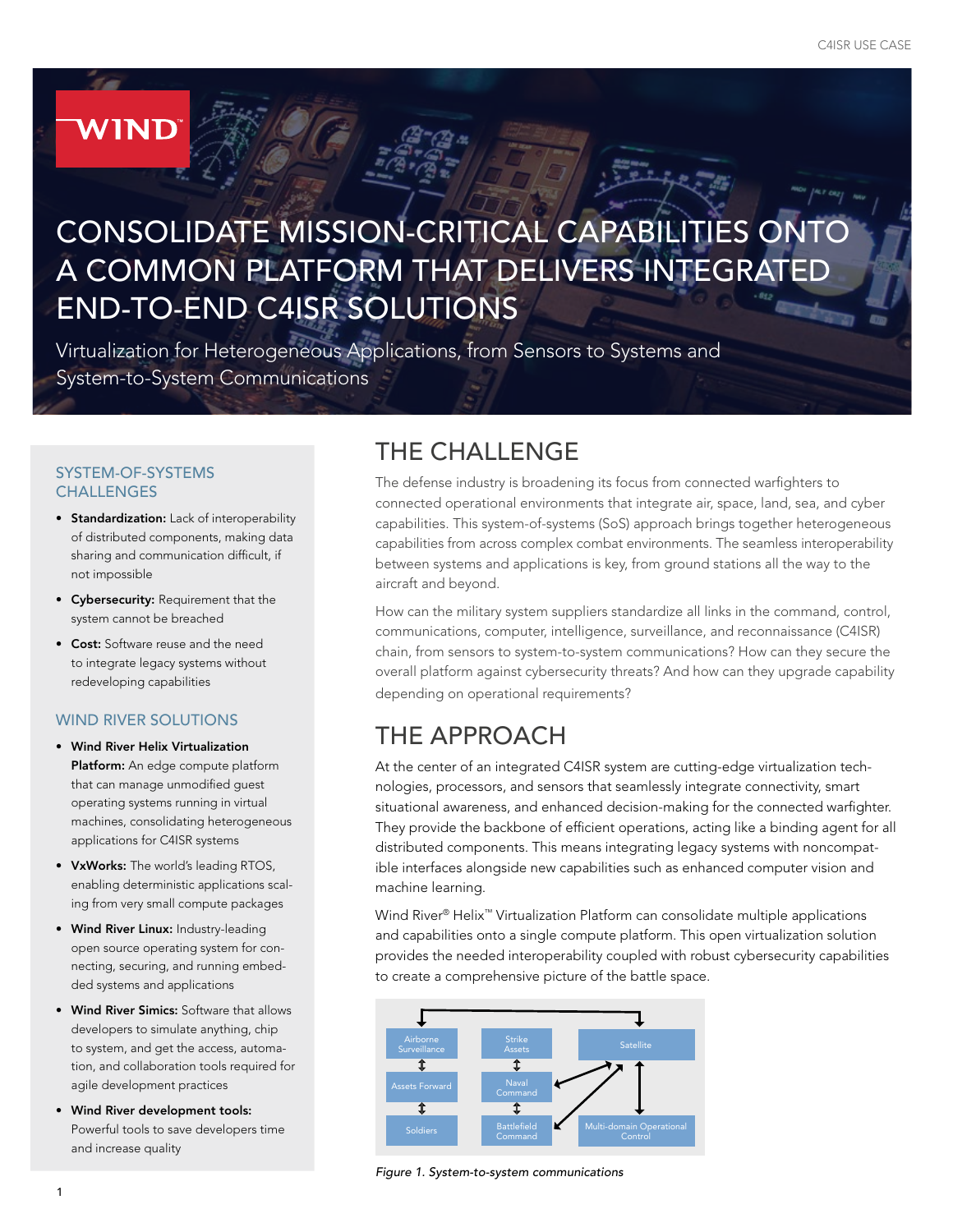# CONSOLIDATE MISSION-CRITICAL CAPABILITIES ONTO A COMMON PLATFORM THAT DELIVERS INTEGRATED END-TO-END C4ISR SOLUTIONS

Virtualization for Heterogeneous Applications, from Sensors to Systems and System-to-System Communications

### SYSTEM-OF-SYSTEMS CHALLENGES

- **Standardization:** Lack of interoperability of distributed components, making data sharing and communication difficult, if not impossible
- **Cybersecurity:** Requirement that the system cannot be breached
- **Cost:** Software reuse and the need to integrate legacy systems without redeveloping capabilities

### WIND RIVER SOLUTIONS

- **Wind River Helix Virtualization Platform:** An edge compute platform that can manage unmodified guest operating systems running in virtual machines, consolidating heterogeneous applications for C4ISR systems
- **VxWorks:** The world's leading RTOS, enabling deterministic applications scaling from very small compute packages
- **Wind River Linux:** Industry-leading open source operating system for connecting, securing, and running embedded systems and applications
- **Wind River Simics:** Software that allows developers to simulate anything, chip to system, and get the access, automation, and collaboration tools required for agile development practices
- **Wind River development tools:** Powerful tools to save developers time and increase quality

## THE CHALLENGE

The defense industry is broadening its focus from connected warfighters to connected operational environments that integrate air, space, land, sea, and cyber capabilities. This system-of-systems (SoS) approach brings together heterogeneous capabilities from across complex combat environments. The seamless interoperability between systems and applications is key, from ground stations all the way to the aircraft and beyond.

How can the military system suppliers standardize all links in the command, control, communications, computer, intelligence, surveillance, and reconnaissance (C4ISR) chain, from sensors to system-to-system communications? How can they secure the overall platform against cybersecurity threats? And how can they upgrade capability depending on operational requirements?

## THE APPROACH

At the center of an integrated C4ISR system are cutting-edge virtualization technologies, processors, and sensors that seamlessly integrate connectivity, smart situational awareness, and enhanced decision-making for the connected warfighter. They provide the backbone of efficient operations, acting like a binding agent for all distributed components. This means integrating legacy systems with noncompatible interfaces alongside new capabilities such as enhanced computer vision and machine learning.

Wind River® Helix™ Virtualization Platform can consolidate multiple applications and capabilities onto a single compute platform. This open virtualization solution provides the needed interoperability coupled with robust cybersecurity capabilities to create a comprehensive picture of the battle space.

Airborne Surveillance | Strike Assets | Satellite | Assets Forward | Naval Command | Soldiers | Battlefield Command | Multi-domain Operational Control

*Figure 1. System-to-system communications*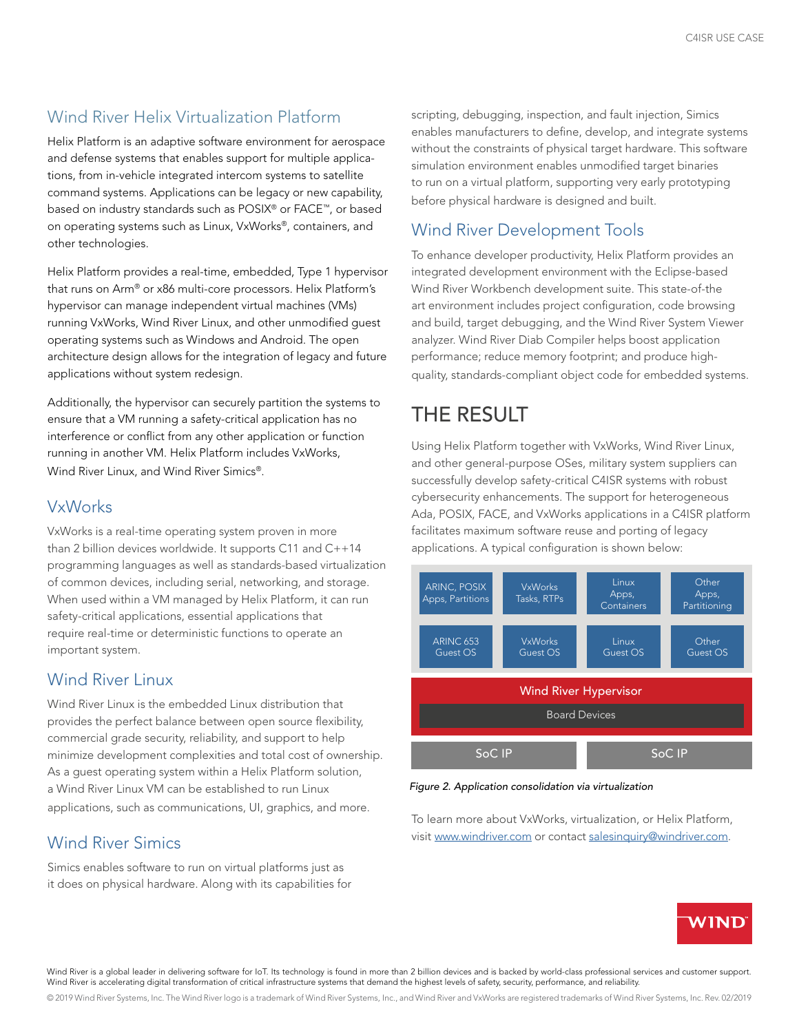## Wind River Helix Virtualization Platform

Helix Platform is an adaptive software environment for aerospace and defense systems that enables support for multiple applications, from in-vehicle integrated intercom systems to satellite command systems. Applications can be legacy or new capability, based on industry standards such as POSIX® or FACE™, or based on operating systems such as Linux, VxWorks®, containers, and other technologies.

Helix Platform provides a real-time, embedded, Type 1 hypervisor that runs on Arm® or x86 multi-core processors. Helix Platform's hypervisor can manage independent virtual machines (VMs) running VxWorks, Wind River Linux, and other unmodified guest operating systems such as Windows and Android. The open architecture design allows for the integration of legacy and future applications without system redesign.

Additionally, the hypervisor can securely partition the systems to ensure that a VM running a safety-critical application has no interference or conflict from any other application or function running in another VM. Helix Platform includes VxWorks, Wind River Linux, and Wind River Simics®.

### VxWorks

VxWorks is a real-time operating system proven in more than 2 billion devices worldwide. It supports C11 and C++14 programming languages as well as standards-based virtualization of common devices, including serial, networking, and storage. When used within a VM managed by Helix Platform, it can run safety-critical applications, essential applications that require real-time or deterministic functions to operate an important system.

### Wind River Linux

Wind River Linux is the embedded Linux distribution that provides the perfect balance between open source flexibility, commercial grade security, reliability, and support to help minimize development complexities and total cost of ownership. As a guest operating system within a Helix Platform solution, a Wind River Linux VM can be established to run Linux applications, such as communications, UI, graphics, and more.

### Wind River Simics

Simics enables software to run on virtual platforms just as it does on physical hardware. Along with its capabilities for scripting, debugging, inspection, and fault injection, Simics enables manufacturers to define, develop, and integrate systems without the constraints of physical target hardware. This software simulation environment enables unmodified target binaries to run on a virtual platform, supporting very early prototyping before physical hardware is designed and built.

### Wind River Development Tools

To enhance developer productivity, Helix Platform provides an integrated development environment with the Eclipse-based Wind River Workbench development suite. This state-of-the art environment includes project configuration, code browsing and build, target debugging, and the Wind River System Viewer analyzer. Wind River Diab Compiler helps boost application performance; reduce memory footprint; and produce high-quality, standards-compliant object code for embedded systems.

## THE RESULT

Using Helix Platform together with VxWorks, Wind River Linux, and other general-purpose OSes, military system suppliers can successfully develop safety-critical C4ISR systems with robust cybersecurity enhancements. The support for heterogeneous Ada, POSIX, FACE, and VxWorks applications in a C4ISR platform facilitates maximum software reuse and porting of legacy applications. A typical configuration is shown below:

ARINC, POSIX Apps, Partitions
VxWorks Tasks, RTPs
Linux Apps, Containers
Other Apps, Partitioning
ARINC 653 Guest OS
VxWorks Guest OS
Linux Guest OS
Other Guest OS
Wind River Hypervisor
Board Devices
SoC IP
SoC IP

*Figure 2. Application consolidation via virtualization*

To learn more about VxWorks, virtualization, or Helix Platform, visit www.windriver.com or contact salesinquiry@windriver.com.

Wind River is a global leader in delivering software for IoT. Its technology is found in more than 2 billion devices and is backed by world-class professional services and customer support. Wind River is accelerating digital transformation of critical infrastructure systems that demand the highest levels of safety, security, performance, and reliability.

© 2019 Wind River Systems, Inc. The Wind River logo is a trademark of Wind River Systems, Inc., and Wind River and VxWorks are registered trademarks of Wind River Systems, Inc. Rev. 02/2019